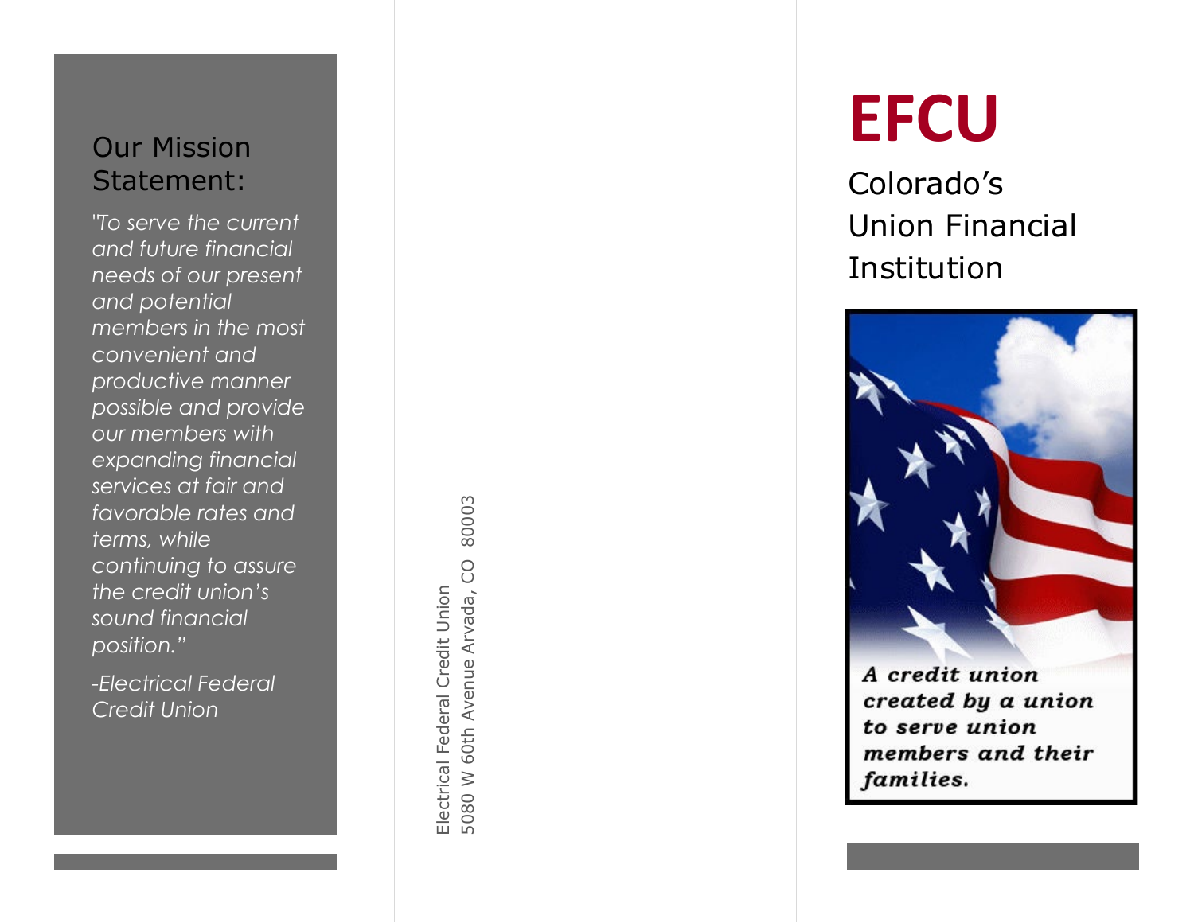## Our Mission Statement:

*"To serve the current and future financial needs of our present and potential members in the most convenient and productive manner possible and provide our members with expanding financial services at fair and favorable rates and terms, while continuing to assure the credit union's sound financial position."*

*-Electrical Federal Credit Union*

Electrical Federal Credit Union
5080 W 60th Avenue Arvada, CO 80003

# EFCU

Colorado's Union Financial Institution

***A credit union created by a union to serve union members and their families.***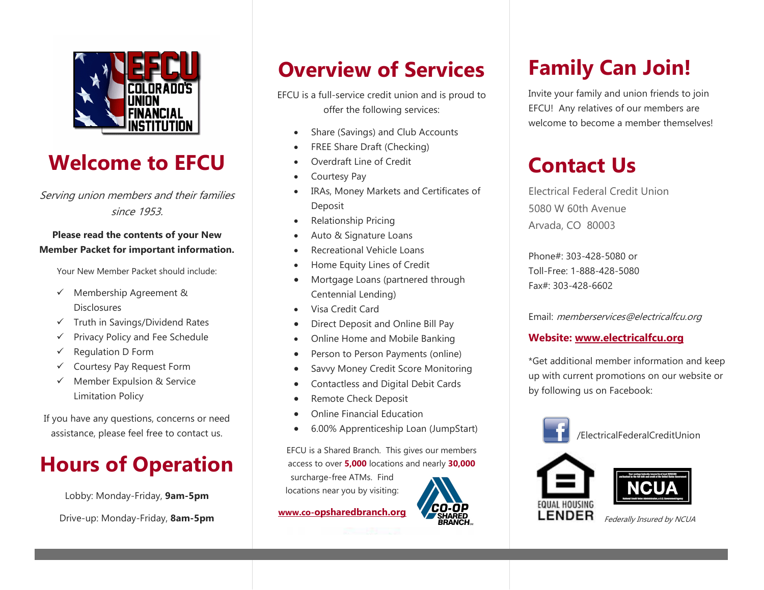EFCU COLORADO'S UNION FINANCIAL INSTITUTION

# Welcome to EFCU

*Serving union members and their families since 1953.*

**Please read the contents of your New Member Packet for important information.**

Your New Member Packet should include:

- ✓ Membership Agreement & Disclosures
- ✓ Truth in Savings/Dividend Rates
- ✓ Privacy Policy and Fee Schedule
- ✓ Regulation D Form
- ✓ Courtesy Pay Request Form
- ✓ Member Expulsion & Service Limitation Policy

If you have any questions, concerns or need assistance, please feel free to contact us.

# Hours of Operation

Lobby: Monday-Friday, **9am-5pm**

Drive-up: Monday-Friday, **8am-5pm**

# Overview of Services

EFCU is a full-service credit union and is proud to offer the following services:

- Share (Savings) and Club Accounts
- FREE Share Draft (Checking)
- Overdraft Line of Credit
- Courtesy Pay
- IRAs, Money Markets and Certificates of Deposit
- Relationship Pricing
- Auto & Signature Loans
- Recreational Vehicle Loans
- Home Equity Lines of Credit
- Mortgage Loans (partnered through Centennial Lending)
- Visa Credit Card
- Direct Deposit and Online Bill Pay
- Online Home and Mobile Banking
- Person to Person Payments (online)
- Savvy Money Credit Score Monitoring
- Contactless and Digital Debit Cards
- Remote Check Deposit
- Online Financial Education
- 6.00% Apprenticeship Loan (JumpStart)

EFCU is a Shared Branch. This gives our members access to over **5,000** locations and nearly **30,000** surcharge-free ATMs. Find locations near you by visiting:

**www.co-opsharedbranch.org**

CO-OP SHARED BRANCH

# Family Can Join!

Invite your family and union friends to join EFCU! Any relatives of our members are welcome to become a member themselves!

# Contact Us

Electrical Federal Credit Union
5080 W 60th Avenue
Arvada, CO 80003

Phone#: 303-428-5080 or
Toll-Free: 1-888-428-5080
Fax#: 303-428-6602

Email: *memberservices@electricalfcu.org*

**Website: www.electricalfcu.org**

*Get additional member information and keep up with current promotions on our website or by following us on Facebook:

/ElectricalFederalCreditUnion

EQUAL HOUSING LENDER

NCUA

*Federally Insured by NCUA*